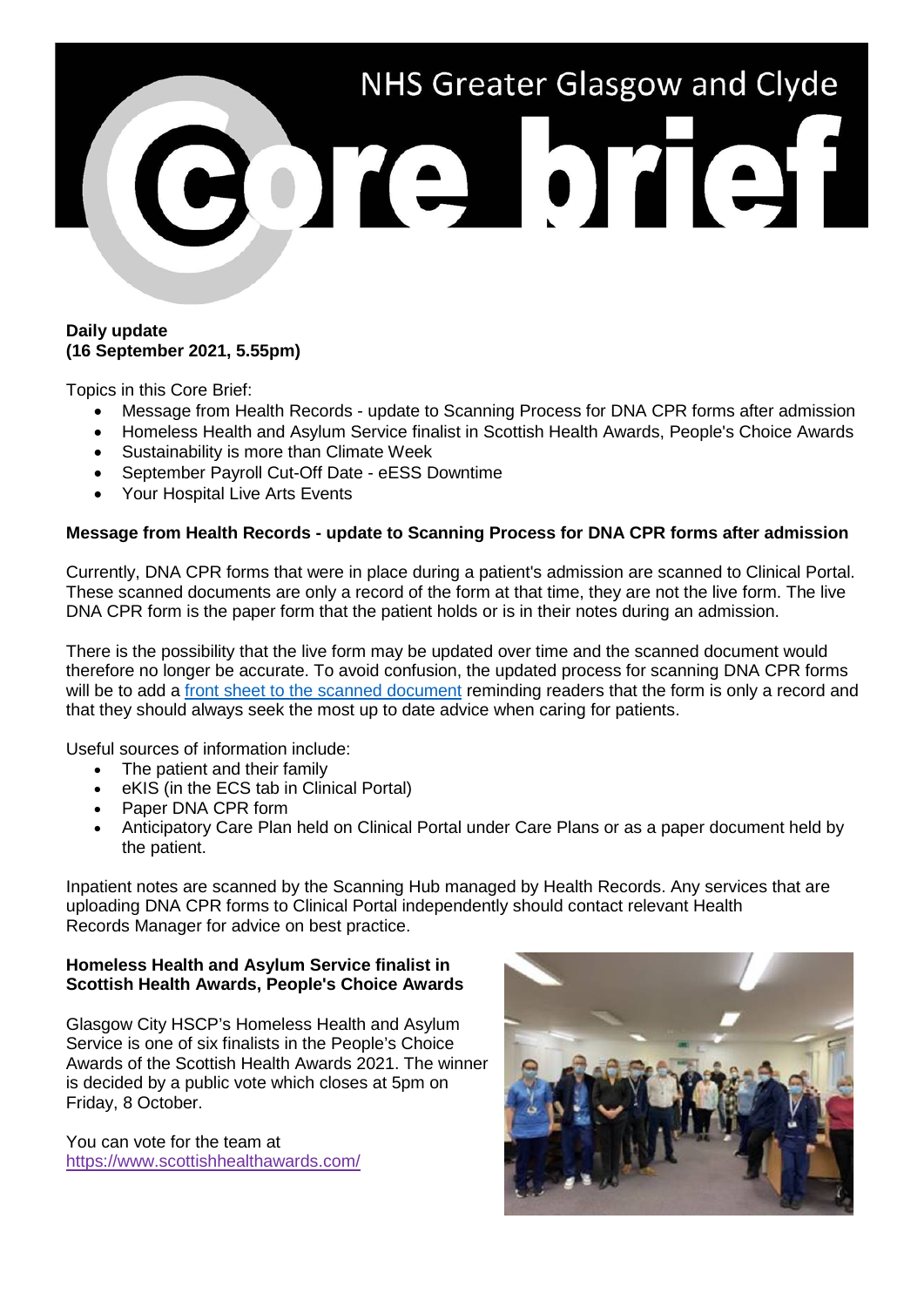# NHS Greater Glasgow and Clyde Core brief

**Daily update**
**(16 September 2021, 5.55pm)**

Topics in this Core Brief:

- Message from Health Records - update to Scanning Process for DNA CPR forms after admission
- Homeless Health and Asylum Service finalist in Scottish Health Awards, People's Choice Awards
- Sustainability is more than Climate Week
- September Payroll Cut-Off Date - eESS Downtime
- Your Hospital Live Arts Events

## Message from Health Records - update to Scanning Process for DNA CPR forms after admission

Currently, DNA CPR forms that were in place during a patient's admission are scanned to Clinical Portal. These scanned documents are only a record of the form at that time, they are not the live form. The live DNA CPR form is the paper form that the patient holds or is in their notes during an admission.

There is the possibility that the live form may be updated over time and the scanned document would therefore no longer be accurate. To avoid confusion, the updated process for scanning DNA CPR forms will be to add a front sheet to the scanned document reminding readers that the form is only a record and that they should always seek the most up to date advice when caring for patients.

Useful sources of information include:

- The patient and their family
- eKIS (in the ECS tab in Clinical Portal)
- Paper DNA CPR form
- Anticipatory Care Plan held on Clinical Portal under Care Plans or as a paper document held by the patient.

Inpatient notes are scanned by the Scanning Hub managed by Health Records. Any services that are uploading DNA CPR forms to Clinical Portal independently should contact relevant Health Records Manager for advice on best practice.

## Homeless Health and Asylum Service finalist in Scottish Health Awards, People's Choice Awards

Glasgow City HSCP's Homeless Health and Asylum Service is one of six finalists in the People's Choice Awards of the Scottish Health Awards 2021. The winner is decided by a public vote which closes at 5pm on Friday, 8 October.

You can vote for the team at https://www.scottishhealthawards.com/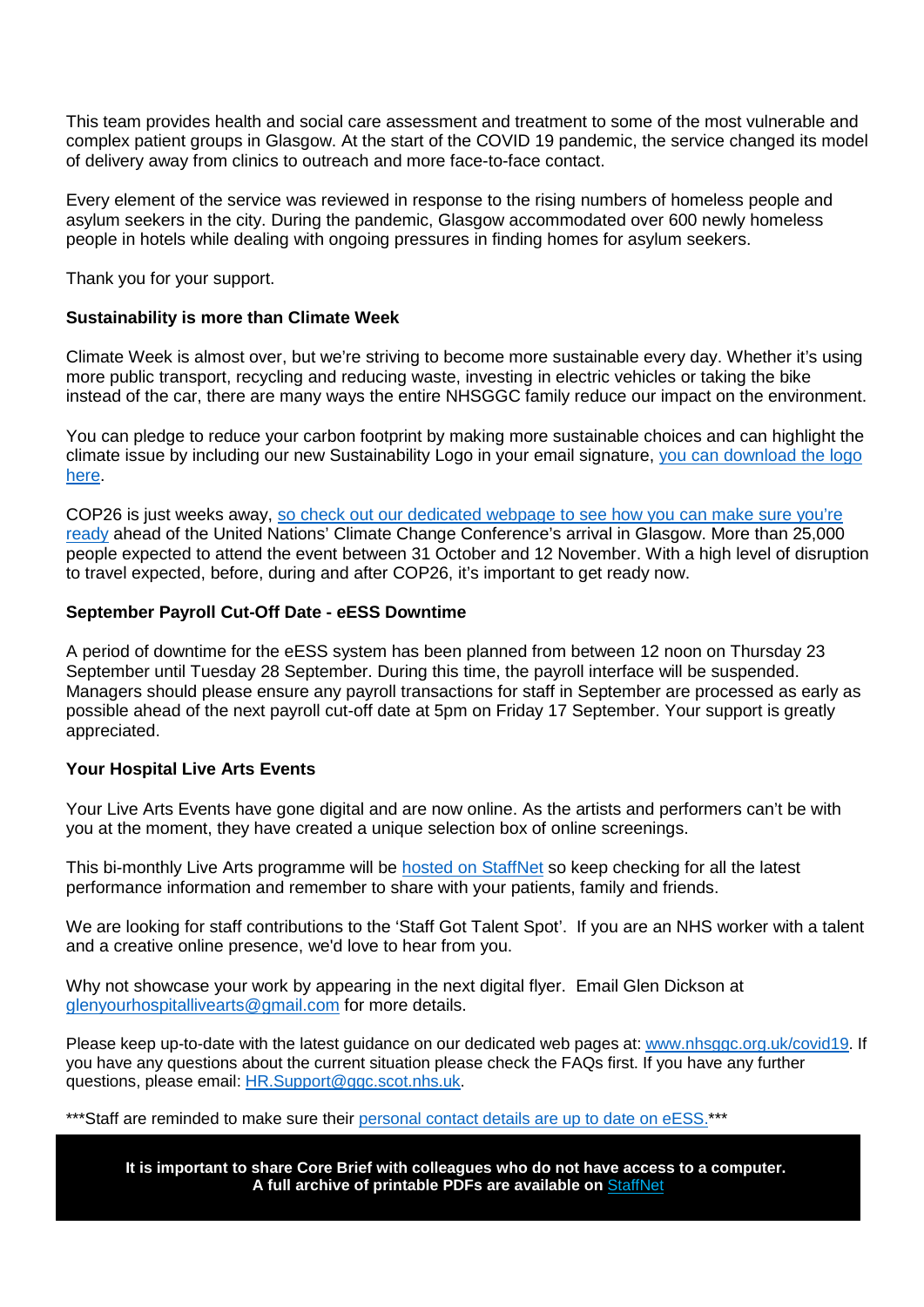This team provides health and social care assessment and treatment to some of the most vulnerable and complex patient groups in Glasgow. At the start of the COVID 19 pandemic, the service changed its model of delivery away from clinics to outreach and more face-to-face contact.

Every element of the service was reviewed in response to the rising numbers of homeless people and asylum seekers in the city. During the pandemic, Glasgow accommodated over 600 newly homeless people in hotels while dealing with ongoing pressures in finding homes for asylum seekers.

Thank you for your support.

**Sustainability is more than Climate Week**

Climate Week is almost over, but we're striving to become more sustainable every day. Whether it's using more public transport, recycling and reducing waste, investing in electric vehicles or taking the bike instead of the car, there are many ways the entire NHSGGC family reduce our impact on the environment.

You can pledge to reduce your carbon footprint by making more sustainable choices and can highlight the climate issue by including our new Sustainability Logo in your email signature, you can download the logo here.

COP26 is just weeks away, so check out our dedicated webpage to see how you can make sure you're ready ahead of the United Nations' Climate Change Conference's arrival in Glasgow. More than 25,000 people expected to attend the event between 31 October and 12 November. With a high level of disruption to travel expected, before, during and after COP26, it's important to get ready now.

**September Payroll Cut-Off Date - eESS Downtime**

A period of downtime for the eESS system has been planned from between 12 noon on Thursday 23 September until Tuesday 28 September. During this time, the payroll interface will be suspended. Managers should please ensure any payroll transactions for staff in September are processed as early as possible ahead of the next payroll cut-off date at 5pm on Friday 17 September. Your support is greatly appreciated.

**Your Hospital Live Arts Events**

Your Live Arts Events have gone digital and are now online. As the artists and performers can't be with you at the moment, they have created a unique selection box of online screenings.

This bi-monthly Live Arts programme will be hosted on StaffNet so keep checking for all the latest performance information and remember to share with your patients, family and friends.

We are looking for staff contributions to the 'Staff Got Talent Spot'. If you are an NHS worker with a talent and a creative online presence, we'd love to hear from you.

Why not showcase your work by appearing in the next digital flyer. Email Glen Dickson at glenyourhospitallivearts@gmail.com for more details.

Please keep up-to-date with the latest guidance on our dedicated web pages at: www.nhsggc.org.uk/covid19. If you have any questions about the current situation please check the FAQs first. If you have any further questions, please email: HR.Support@ggc.scot.nhs.uk.

***Staff are reminded to make sure their personal contact details are up to date on eESS.***

**It is important to share Core Brief with colleagues who do not have access to a computer.**
**A full archive of printable PDFs are available on StaffNet**